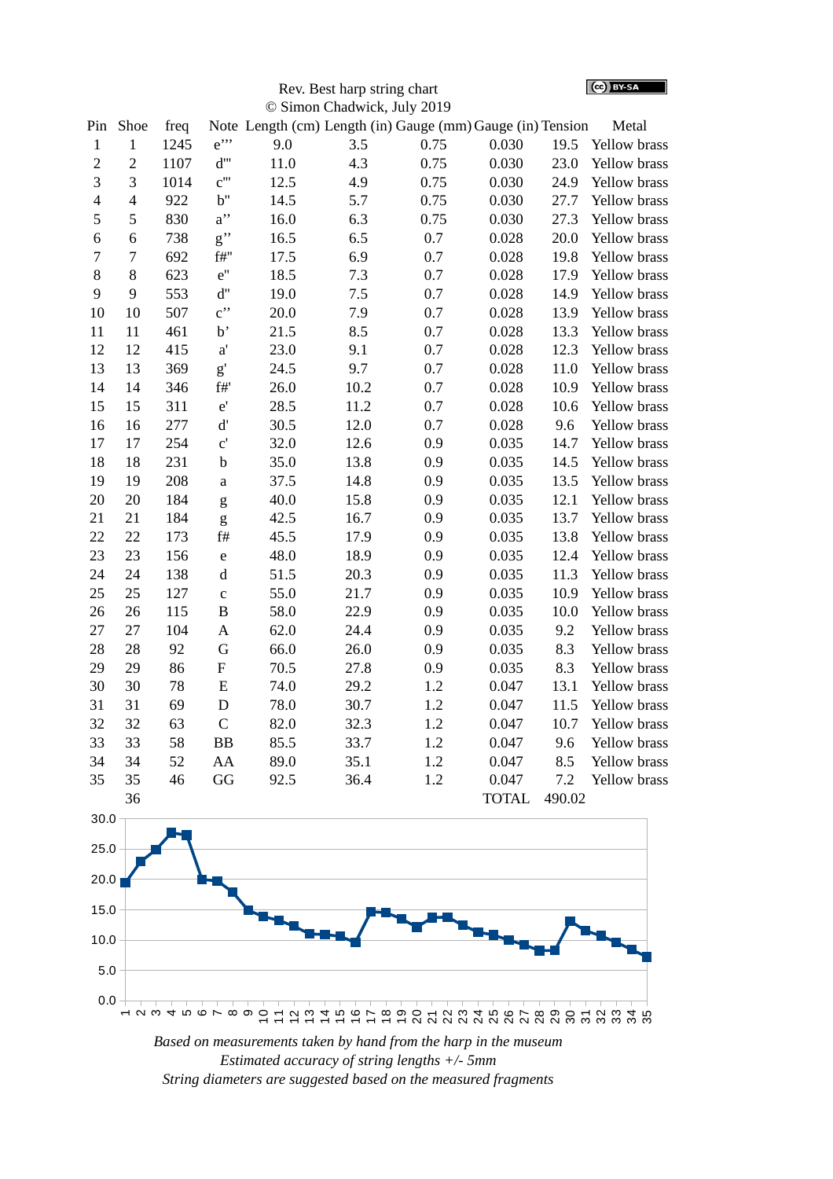Rev. Best harp string chart
© Simon Chadwick, July 2019

CC BY-SA

| Pin | Shoe | freq | Note | Length (cm) | Length (in) | Gauge (mm) | Gauge (in) | Tension | Metal |
|---|---|---|---|---|---|---|---|---|---|
| 1 | 1 | 1245 | e’’’ | 9.0 | 3.5 | 0.75 | 0.030 | 19.5 | Yellow brass |
| 2 | 2 | 1107 | d''' | 11.0 | 4.3 | 0.75 | 0.030 | 23.0 | Yellow brass |
| 3 | 3 | 1014 | c''' | 12.5 | 4.9 | 0.75 | 0.030 | 24.9 | Yellow brass |
| 4 | 4 | 922 | b'' | 14.5 | 5.7 | 0.75 | 0.030 | 27.7 | Yellow brass |
| 5 | 5 | 830 | a’’ | 16.0 | 6.3 | 0.75 | 0.030 | 27.3 | Yellow brass |
| 6 | 6 | 738 | g’’ | 16.5 | 6.5 | 0.7 | 0.028 | 20.0 | Yellow brass |
| 7 | 7 | 692 | f#'' | 17.5 | 6.9 | 0.7 | 0.028 | 19.8 | Yellow brass |
| 8 | 8 | 623 | e'' | 18.5 | 7.3 | 0.7 | 0.028 | 17.9 | Yellow brass |
| 9 | 9 | 553 | d'' | 19.0 | 7.5 | 0.7 | 0.028 | 14.9 | Yellow brass |
| 10 | 10 | 507 | c’’ | 20.0 | 7.9 | 0.7 | 0.028 | 13.9 | Yellow brass |
| 11 | 11 | 461 | b’ | 21.5 | 8.5 | 0.7 | 0.028 | 13.3 | Yellow brass |
| 12 | 12 | 415 | a' | 23.0 | 9.1 | 0.7 | 0.028 | 12.3 | Yellow brass |
| 13 | 13 | 369 | g' | 24.5 | 9.7 | 0.7 | 0.028 | 11.0 | Yellow brass |
| 14 | 14 | 346 | f#' | 26.0 | 10.2 | 0.7 | 0.028 | 10.9 | Yellow brass |
| 15 | 15 | 311 | e' | 28.5 | 11.2 | 0.7 | 0.028 | 10.6 | Yellow brass |
| 16 | 16 | 277 | d' | 30.5 | 12.0 | 0.7 | 0.028 | 9.6 | Yellow brass |
| 17 | 17 | 254 | c' | 32.0 | 12.6 | 0.9 | 0.035 | 14.7 | Yellow brass |
| 18 | 18 | 231 | b | 35.0 | 13.8 | 0.9 | 0.035 | 14.5 | Yellow brass |
| 19 | 19 | 208 | a | 37.5 | 14.8 | 0.9 | 0.035 | 13.5 | Yellow brass |
| 20 | 20 | 184 | g | 40.0 | 15.8 | 0.9 | 0.035 | 12.1 | Yellow brass |
| 21 | 21 | 184 | g | 42.5 | 16.7 | 0.9 | 0.035 | 13.7 | Yellow brass |
| 22 | 22 | 173 | f# | 45.5 | 17.9 | 0.9 | 0.035 | 13.8 | Yellow brass |
| 23 | 23 | 156 | e | 48.0 | 18.9 | 0.9 | 0.035 | 12.4 | Yellow brass |
| 24 | 24 | 138 | d | 51.5 | 20.3 | 0.9 | 0.035 | 11.3 | Yellow brass |
| 25 | 25 | 127 | c | 55.0 | 21.7 | 0.9 | 0.035 | 10.9 | Yellow brass |
| 26 | 26 | 115 | B | 58.0 | 22.9 | 0.9 | 0.035 | 10.0 | Yellow brass |
| 27 | 27 | 104 | A | 62.0 | 24.4 | 0.9 | 0.035 | 9.2 | Yellow brass |
| 28 | 28 | 92 | G | 66.0 | 26.0 | 0.9 | 0.035 | 8.3 | Yellow brass |
| 29 | 29 | 86 | F | 70.5 | 27.8 | 0.9 | 0.035 | 8.3 | Yellow brass |
| 30 | 30 | 78 | E | 74.0 | 29.2 | 1.2 | 0.047 | 13.1 | Yellow brass |
| 31 | 31 | 69 | D | 78.0 | 30.7 | 1.2 | 0.047 | 11.5 | Yellow brass |
| 32 | 32 | 63 | C | 82.0 | 32.3 | 1.2 | 0.047 | 10.7 | Yellow brass |
| 33 | 33 | 58 | BB | 85.5 | 33.7 | 1.2 | 0.047 | 9.6 | Yellow brass |
| 34 | 34 | 52 | AA | 89.0 | 35.1 | 1.2 | 0.047 | 8.5 | Yellow brass |
| 35 | 35 | 46 | GG | 92.5 | 36.4 | 1.2 | 0.047 | 7.2 | Yellow brass |
| | 36 | | | | | | TOTAL | 490.02 | |

*Based on measurements taken by hand from the harp in the museum*

*Estimated accuracy of string lengths +/- 5mm*

*String diameters are suggested based on the measured fragments*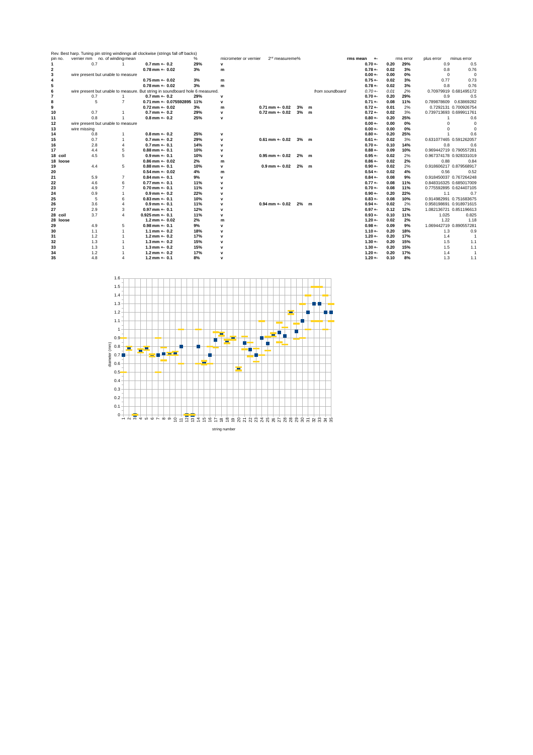Rev. Best harp. Tuning pin string windinngs all clockwise (strings fall off backs)

| pin no. | | vernier mm | no. of windings | mean | % | micrometer or vernier | 2nd measurement | % | | | rms mean | +- | rms error | plus error | minus error |
|---|---|---|---|---|---|---|---|---|---|---|---|---|---|---|---|
| 1 | | 0.7 | 1 | 0.7 mm +- 0.2 | 29% | v | | | | | 0.70 +- | 0.20 | 29% | 0.9 | 0.5 |
| 2 | | | | 0.78 mm +- 0.02 | 3% | m | | | | | 0.78 +- | 0.02 | 3% | 0.8 | 0.76 |
| 3 | | wire present but unable to measure | | | | | | | | | 0.00 +- | 0.00 | 0% | 0 | 0 |
| 4 | | | | 0.75 mm +- 0.02 | 3% | m | | | | | 0.75 +- | 0.02 | 3% | 0.77 | 0.73 |
| 5 | | | | 0.78 mm +- 0.02 | 3% | m | | | | | 0.78 +- | 0.02 | 3% | 0.8 | 0.76 |
| 6 | | wire present but unable to measure. But string in soundboard hole 6 measured. | | | | | | | | *from soundboard* | *0.70 +-* | *0.01* | *2%* | 0.70979919 | 0.681495172 |
| 7 | | 0.7 | 1 | 0.7 mm +- 0.2 | 29% | v | | | | | 0.70 +- | 0.20 | 29% | 0.9 | 0.5 |
| 8 | | 5 | 7 | 0.71 mm +- 0.075592895 | 11% | v | | | | | 0.71 +- | 0.08 | 11% | 0.789878609 | 0.63869282 |
| 9 | | | | 0.72 mm +- 0.02 | 3% | m | 0.71 mm +- 0.02 | 3% | m | | 0.72 +- | 0.01 | 2% | 0.7292131 | 0.700926754 |
| 10 | | 0.7 | 1 | 0.7 mm +- 0.2 | 29% | v | 0.72 mm +- 0.02 | 3% | m | | 0.72 +- | 0.02 | 3% | 0.739713693 | 0.699911761 |
| 11 | | 0.8 | 1 | 0.8 mm +- 0.2 | 25% | v | | | | | 0.80 +- | 0.20 | 25% | 1 | 0.6 |
| 12 | | wire present but unable to measure | | | | | | | | | 0.00 +- | 0.00 | 0% | 0 | 0 |
| 13 | | wire missing | | | | | | | | | 0.00 +- | 0.00 | 0% | 0 | 0 |
| 14 | | 0.8 | 1 | 0.8 mm +- 0.2 | 25% | v | | | | | 0.80 +- | 0.20 | 25% | 1 | 0.6 |
| 15 | | 0.7 | 1 | 0.7 mm +- 0.2 | 29% | v | 0.61 mm +- 0.02 | 3% | m | | 0.61 +- | 0.02 | 3% | 0.631077465 | 0.591262057 |
| 16 | | 2.8 | 4 | 0.7 mm +- 0.1 | 14% | v | | | | | 0.70 +- | 0.10 | 14% | 0.8 | 0.6 |
| 17 | | 4.4 | 5 | 0.88 mm +- 0.1 | 10% | v | | | | | 0.88 +- | 0.09 | 10% | 0.969442719 | 0.790557281 |
| 18 | coil | 4.5 | 5 | 0.9 mm +- 0.1 | 10% | v | 0.95 mm +- 0.02 | 2% | m | | 0.95 +- | 0.02 | 2% | 0.967374178 | 0.928331019 |
| 18 | loose | | | 0.86 mm +- 0.02 | 2% | m | | | | | 0.86 +- | 0.02 | 2% | 0.88 | 0.84 |
| 19 | | 4.4 | 5 | 0.88 mm +- 0.1 | 10% | v | 0.9 mm +- 0.02 | 2% | m | | 0.90 +- | 0.02 | 2% | 0.918606217 | 0.879568917 |
| 20 | | | | 0.54 mm +- 0.02 | 4% | m | | | | | 0.54 +- | 0.02 | 4% | 0.56 | 0.52 |
| 21 | | 5.9 | 7 | 0.84 mm +- 0.1 | 9% | v | | | | | 0.84 +- | 0.08 | 9% | 0.918450037 | 0.767264248 |
| 22 | | 4.6 | 6 | 0.77 mm +- 0.1 | 11% | v | | | | | 0.77 +- | 0.08 | 11% | 0.848316325 | 0.685017009 |
| 23 | | 4.9 | 7 | 0.70 mm +- 0.1 | 11% | v | | | | | 0.70 +- | 0.08 | 11% | 0.775592895 | 0.624407105 |
| 24 | | 0.9 | 1 | 0.9 mm +- 0.2 | 22% | v | | | | | 0.90 +- | 0.20 | 22% | 1.1 | 0.7 |
| 25 | | 5 | 6 | 0.83 mm +- 0.1 | 10% | v | | | | | 0.83 +- | 0.08 | 10% | 0.914982991 | 0.751683675 |
| 26 | | 3.6 | 4 | 0.9 mm +- 0.1 | 11% | v | 0.94 mm +- 0.02 | 2% | m | | 0.94 +- | 0.02 | 2% | 0.958198691 | 0.918971615 |
| 27 | | 2.9 | 3 | 0.97 mm +- 0.1 | 12% | v | | | | | 0.97 +- | 0.12 | 12% | 1.082136721 | 0.851196613 |
| 28 | coil | 3.7 | 4 | 0.925 mm +- 0.1 | 11% | v | | | | | 0.93 +- | 0.10 | 11% | 1.025 | 0.825 |
| 28 | loose | | | 1.2 mm +- 0.02 | 2% | m | | | | | 1.20 +- | 0.02 | 2% | 1.22 | 1.18 |
| 29 | | 4.9 | 5 | 0.98 mm +- 0.1 | 9% | v | | | | | 0.98 +- | 0.09 | 9% | 1.069442719 | 0.890557281 |
| 30 | | 1.1 | 1 | 1.1 mm +- 0.2 | 18% | v | | | | | 1.10 +- | 0.20 | 18% | 1.3 | 0.9 |
| 31 | | 1.2 | 1 | 1.2 mm +- 0.2 | 17% | v | | | | | 1.20 +- | 0.20 | 17% | 1.4 | 1 |
| 32 | | 1.3 | 1 | 1.3 mm +- 0.2 | 15% | v | | | | | 1.30 +- | 0.20 | 15% | 1.5 | 1.1 |
| 33 | | 1.3 | 1 | 1.3 mm +- 0.2 | 15% | v | | | | | 1.30 +- | 0.20 | 15% | 1.5 | 1.1 |
| 34 | | 1.2 | 1 | 1.2 mm +- 0.2 | 17% | v | | | | | 1.20 +- | 0.20 | 17% | 1.4 | 1 |
| 35 | | 4.8 | 4 | 1.2 mm +- 0.1 | 8% | v | | | | | 1.20 +- | 0.10 | 8% | 1.3 | 1.1 |

diameter (mm)

string number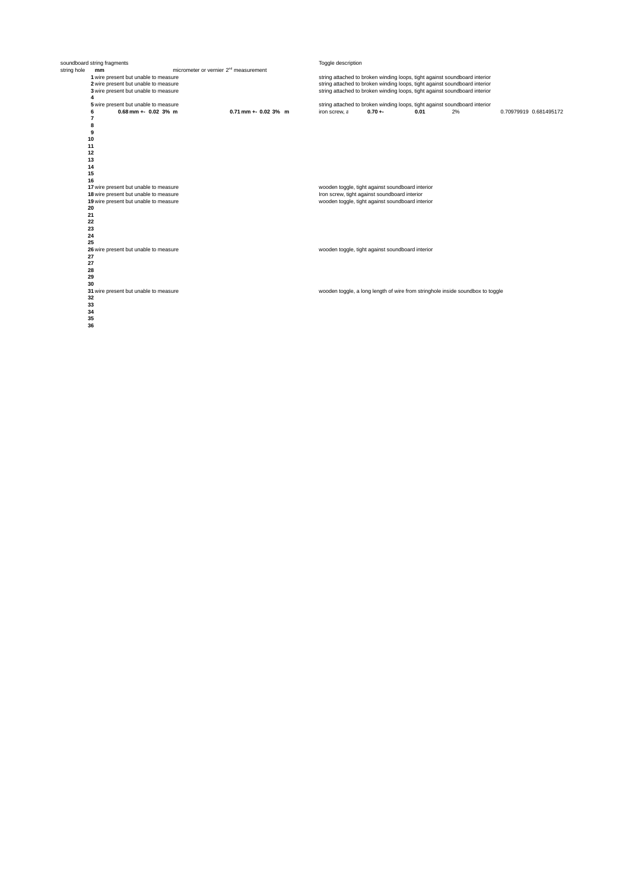| soundboard string fragments | | | | Toggle description | | | | |
|---|---|---|---|---|---|---|---|---|
| string hole | mm | micrometer or vernier 2nd measurement | | | | | | |
| **1** | wire present but unable to measure | | | string attached to broken winding loops, tight against soundboard interior | | | | |
| **2** | wire present but unable to measure | | | string attached to broken winding loops, tight against soundboard interior | | | | |
| **3** | wire present but unable to measure | | | string attached to broken winding loops, tight against soundboard interior | | | | |
| **4** | | | | | | | | |
| **5** | wire present but unable to measure | | | string attached to broken winding loops, tight against soundboard interior | | | | |
| **6** | **0.68 mm +- 0.02 3% m** | | **0.71 mm +- 0.02 3% m** | iron screw, a | **0.70 +-** | **0.01** | 2% | 0.70979919 0.681495172 |
| **7** | | | | | | | | |
| **8** | | | | | | | | |
| **9** | | | | | | | | |
| **10** | | | | | | | | |
| **11** | | | | | | | | |
| **12** | | | | | | | | |
| **13** | | | | | | | | |
| **14** | | | | | | | | |
| **15** | | | | | | | | |
| **16** | | | | | | | | |
| **17** | wire present but unable to measure | | | wooden toggle, tight against soundboard interior | | | | |
| **18** | wire present but unable to measure | | | Iron screw, tight against soundboard interior | | | | |
| **19** | wire present but unable to measure | | | wooden toggle, tight against soundboard interior | | | | |
| **20** | | | | | | | | |
| **21** | | | | | | | | |
| **22** | | | | | | | | |
| **23** | | | | | | | | |
| **24** | | | | | | | | |
| **25** | | | | | | | | |
| **26** | wire present but unable to measure | | | wooden toggle, tight against soundboard interior | | | | |
| **27** | | | | | | | | |
| **27** | | | | | | | | |
| **28** | | | | | | | | |
| **29** | | | | | | | | |
| **30** | | | | | | | | |
| **31** | wire present but unable to measure | | | wooden toggle, a long length of wire from stringhole inside soundbox to toggle | | | | |
| **32** | | | | | | | | |
| **33** | | | | | | | | |
| **34** | | | | | | | | |
| **35** | | | | | | | | |
| **36** | | | | | | | | |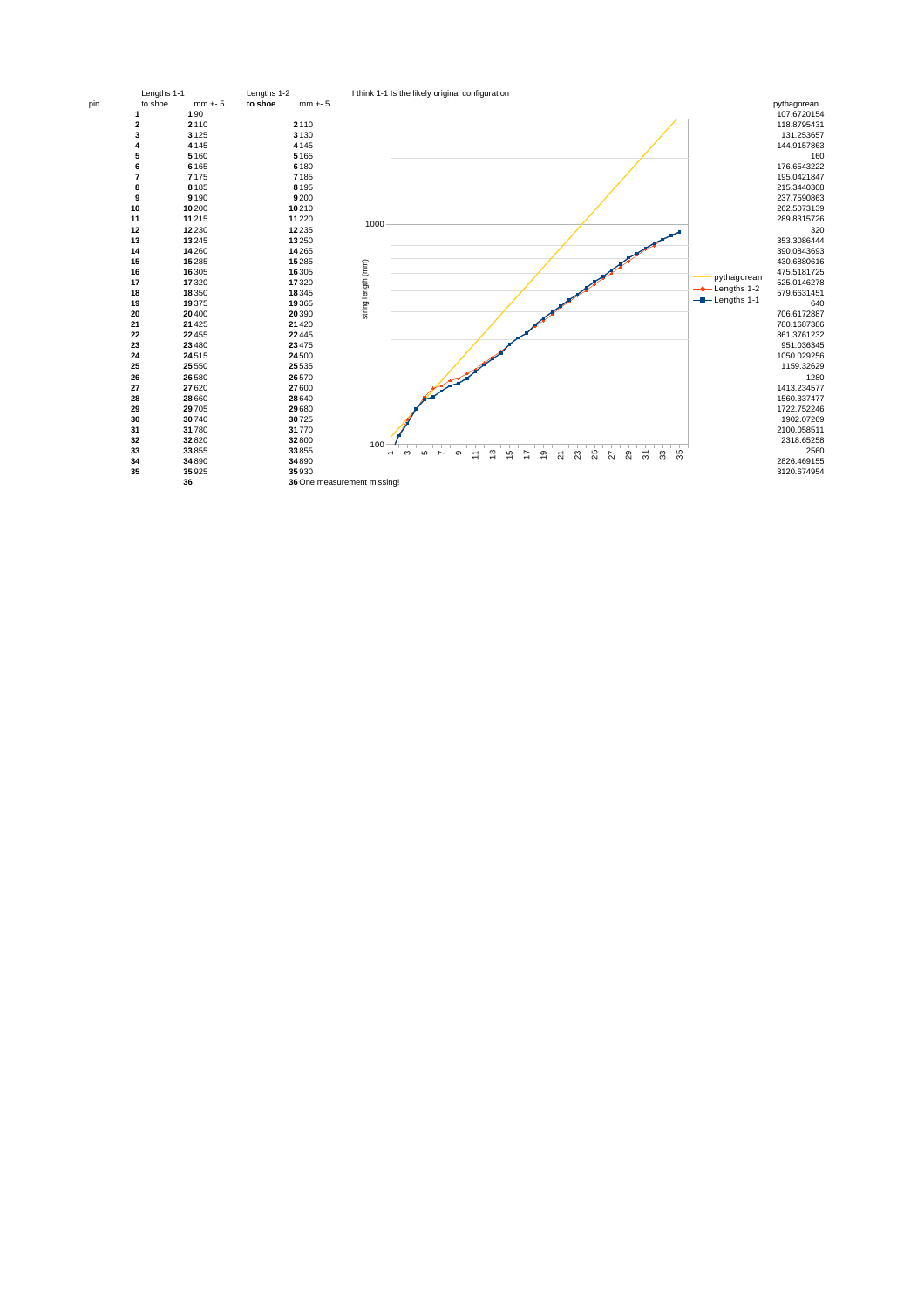| pin | Lengths 1-1 to shoe | mm +- 5 | Lengths 1-2 to shoe | mm +- 5 |
| --- | --- | --- | --- | --- |
| 1 | 1 | 90 | | |
| 2 | 2 | 110 | 2 | 110 |
| 3 | 3 | 125 | 3 | 130 |
| 4 | 4 | 145 | 4 | 145 |
| 5 | 5 | 160 | 5 | 165 |
| 6 | 6 | 165 | 6 | 180 |
| 7 | 7 | 175 | 7 | 185 |
| 8 | 8 | 185 | 8 | 195 |
| 9 | 9 | 190 | 9 | 200 |
| 10 | 10 | 200 | 10 | 210 |
| 11 | 11 | 215 | 11 | 220 |
| 12 | 12 | 230 | 12 | 235 |
| 13 | 13 | 245 | 13 | 250 |
| 14 | 14 | 260 | 14 | 265 |
| 15 | 15 | 285 | 15 | 285 |
| 16 | 16 | 305 | 16 | 305 |
| 17 | 17 | 320 | 17 | 320 |
| 18 | 18 | 350 | 18 | 345 |
| 19 | 19 | 375 | 19 | 365 |
| 20 | 20 | 400 | 20 | 390 |
| 21 | 21 | 425 | 21 | 420 |
| 22 | 22 | 455 | 22 | 445 |
| 23 | 23 | 480 | 23 | 475 |
| 24 | 24 | 515 | 24 | 500 |
| 25 | 25 | 550 | 25 | 535 |
| 26 | 26 | 580 | 26 | 570 |
| 27 | 27 | 620 | 27 | 600 |
| 28 | 28 | 660 | 28 | 640 |
| 29 | 29 | 705 | 29 | 680 |
| 30 | 30 | 740 | 30 | 725 |
| 31 | 31 | 780 | 31 | 770 |
| 32 | 32 | 820 | 32 | 800 |
| 33 | 33 | 855 | 33 | 855 |
| 34 | 34 | 890 | 34 | 890 |
| 35 | 35 | 925 | 35 | 930 |
| | 36 | | 36 | One measurement missing! |

I think 1-1 Is the likely original configuration

string length (mm)

1000

100

1 3 5 7 9 11 13 15 17 19 21 23 25 27 29 31 33 35

pythagorean

Lengths 1-2

Lengths 1-1

| pythagorean |
| --- |
| 107.6720154 |
| 118.8795431 |
| 131.253657 |
| 144.9157863 |
| 160 |
| 176.6543222 |
| 195.0421847 |
| 215.3440308 |
| 237.7590863 |
| 262.5073139 |
| 289.8315726 |
| 320 |
| 353.3086444 |
| 390.0843693 |
| 430.6880616 |
| 475.5181725 |
| 525.0146278 |
| 579.6631451 |
| 640 |
| 706.6172887 |
| 780.1687386 |
| 861.3761232 |
| 951.036345 |
| 1050.029256 |
| 1159.32629 |
| 1280 |
| 1413.234577 |
| 1560.337477 |
| 1722.752246 |
| 1902.07269 |
| 2100.058511 |
| 2318.65258 |
| 2560 |
| 2826.469155 |
| 3120.674954 |